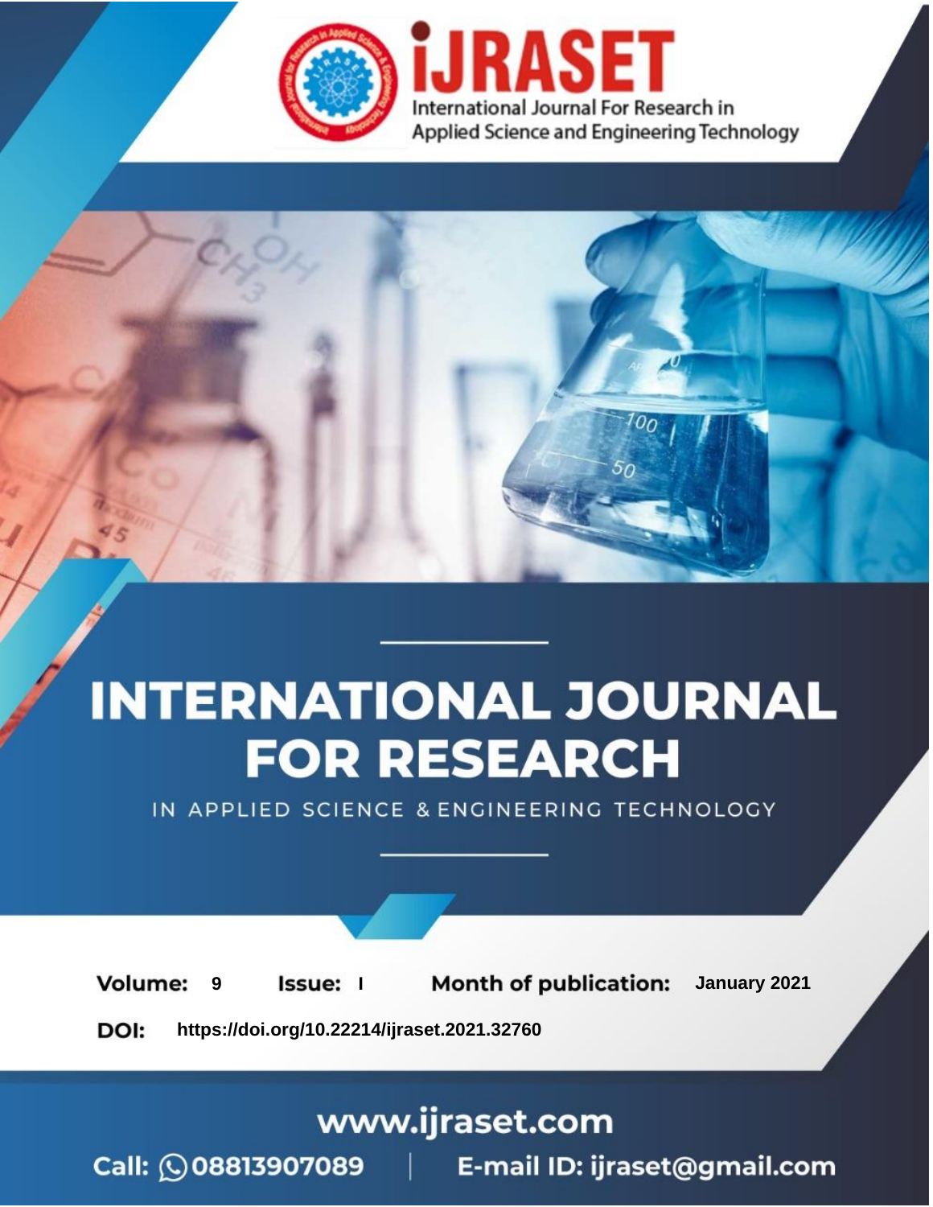# INTERNATIONAL JOURNAL FOR RESEARCH

IN APPLIED SCIENCE & ENGINEERING TECHNOLOGY

**Volume:** 9 **Issue:** I **Month of publication:** January 2021

**DOI:** https://doi.org/10.22214/ijraset.2021.32760

www.ijraset.com

Call: 08813907089 | E-mail ID: ijraset@gmail.com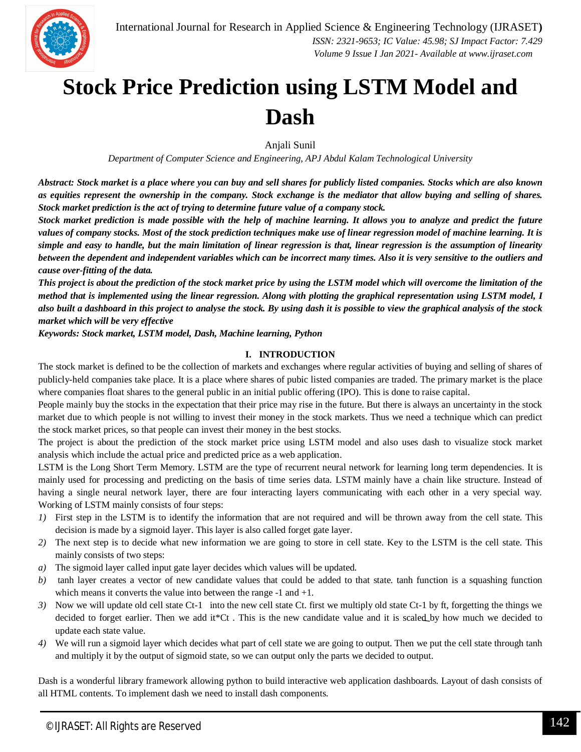# Stock Price Prediction using LSTM Model and Dash

Anjali Sunil

*Department of Computer Science and Engineering, APJ Abdul Kalam Technological University*

***Abstract: Stock market is a place where you can buy and sell shares for publicly listed companies. Stocks which are also known as equities represent the ownership in the company. Stock exchange is the mediator that allow buying and selling of shares. Stock market prediction is the act of trying to determine future value of a company stock.***

***Stock market prediction is made possible with the help of machine learning. It allows you to analyze and predict the future values of company stocks. Most of the stock prediction techniques make use of linear regression model of machine learning. It is simple and easy to handle, but the main limitation of linear regression is that, linear regression is the assumption of linearity between the dependent and independent variables which can be incorrect many times. Also it is very sensitive to the outliers and cause over-fitting of the data.***

***This project is about the prediction of the stock market price by using the LSTM model which will overcome the limitation of the method that is implemented using the linear regression. Along with plotting the graphical representation using LSTM model, I also built a dashboard in this project to analyse the stock. By using dash it is possible to view the graphical analysis of the stock market which will be very effective***

***Keywords: Stock market, LSTM model, Dash, Machine learning, Python***

## I. INTRODUCTION

The stock market is defined to be the collection of markets and exchanges where regular activities of buying and selling of shares of publicly-held companies take place. It is a place where shares of pubic listed companies are traded. The primary market is the place where companies float shares to the general public in an initial public offering (IPO). This is done to raise capital.

People mainly buy the stocks in the expectation that their price may rise in the future. But there is always an uncertainty in the stock market due to which people is not willing to invest their money in the stock markets. Thus we need a technique which can predict the stock market prices, so that people can invest their money in the best stocks.

The project is about the prediction of the stock market price using LSTM model and also uses dash to visualize stock market analysis which include the actual price and predicted price as a web application.

LSTM is the Long Short Term Memory. LSTM are the type of recurrent neural network for learning long term dependencies. It is mainly used for processing and predicting on the basis of time series data. LSTM mainly have a chain like structure. Instead of having a single neural network layer, there are four interacting layers communicating with each other in a very special way. Working of LSTM mainly consists of four steps:

1) First step in the LSTM is to identify the information that are not required and will be thrown away from the cell state. This decision is made by a sigmoid layer. This layer is also called forget gate layer.
2) The next step is to decide what new information we are going to store in cell state. Key to the LSTM is the cell state. This mainly consists of two steps:
   a) The sigmoid layer called input gate layer decides which values will be updated.
   b) tanh layer creates a vector of new candidate values that could be added to that state. tanh function is a squashing function which means it converts the value into between the range -1 and +1.
3) Now we will update old cell state Ct-1 into the new cell state Ct. first we multiply old state Ct-1 by ft, forgetting the things we decided to forget earlier. Then we add it*Ct . This is the new candidate value and it is scaled by how much we decided to update each state value.
4) We will run a sigmoid layer which decides what part of cell state we are going to output. Then we put the cell state through tanh and multiply it by the output of sigmoid state, so we can output only the parts we decided to output.

Dash is a wonderful library framework allowing python to build interactive web application dashboards. Layout of dash consists of all HTML contents. To implement dash we need to install dash components.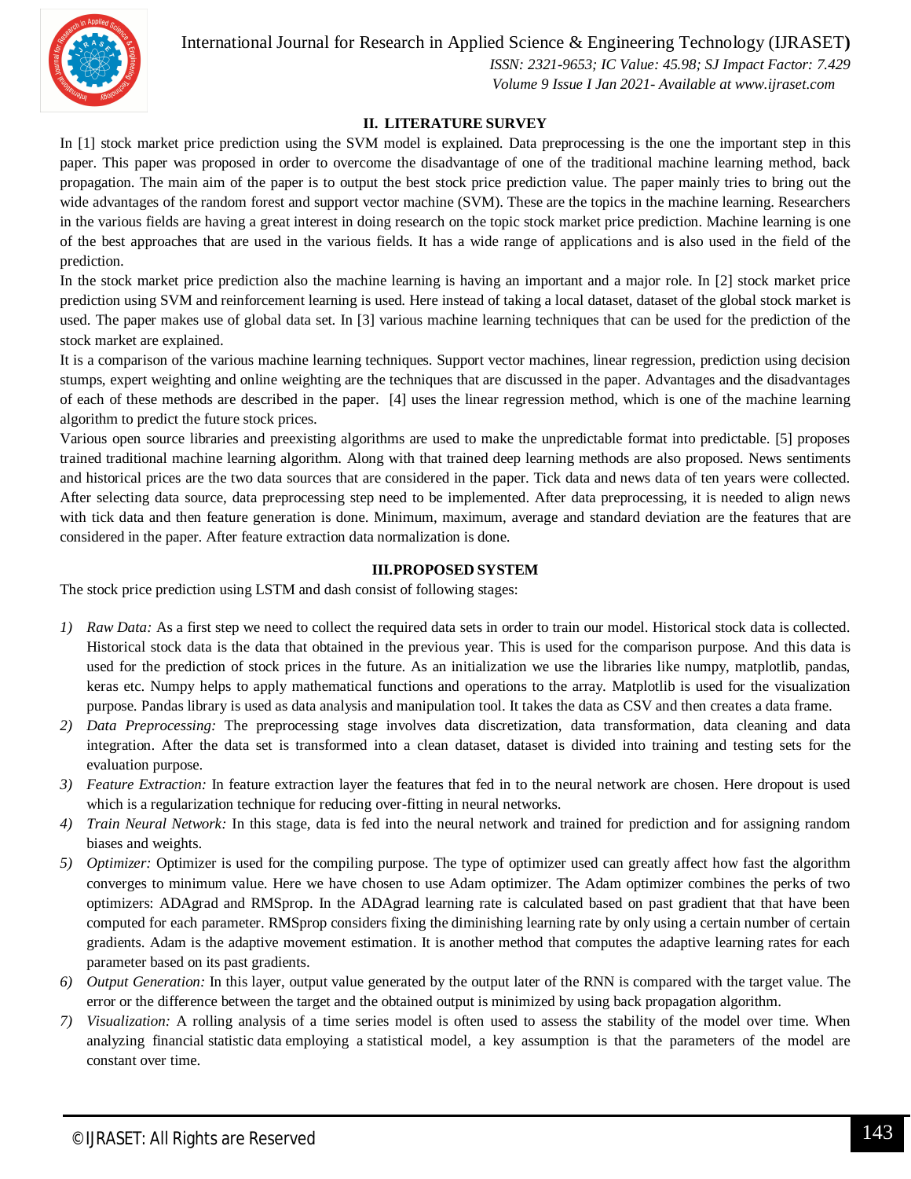## II. LITERATURE SURVEY

In [1] stock market price prediction using the SVM model is explained. Data preprocessing is the one the important step in this paper. This paper was proposed in order to overcome the disadvantage of one of the traditional machine learning method, back propagation. The main aim of the paper is to output the best stock price prediction value. The paper mainly tries to bring out the wide advantages of the random forest and support vector machine (SVM). These are the topics in the machine learning. Researchers in the various fields are having a great interest in doing research on the topic stock market price prediction. Machine learning is one of the best approaches that are used in the various fields. It has a wide range of applications and is also used in the field of the prediction.

In the stock market price prediction also the machine learning is having an important and a major role. In [2] stock market price prediction using SVM and reinforcement learning is used. Here instead of taking a local dataset, dataset of the global stock market is used. The paper makes use of global data set. In [3] various machine learning techniques that can be used for the prediction of the stock market are explained.

It is a comparison of the various machine learning techniques. Support vector machines, linear regression, prediction using decision stumps, expert weighting and online weighting are the techniques that are discussed in the paper. Advantages and the disadvantages of each of these methods are described in the paper. [4] uses the linear regression method, which is one of the machine learning algorithm to predict the future stock prices.

Various open source libraries and preexisting algorithms are used to make the unpredictable format into predictable. [5] proposes trained traditional machine learning algorithm. Along with that trained deep learning methods are also proposed. News sentiments and historical prices are the two data sources that are considered in the paper. Tick data and news data of ten years were collected. After selecting data source, data preprocessing step need to be implemented. After data preprocessing, it is needed to align news with tick data and then feature generation is done. Minimum, maximum, average and standard deviation are the features that are considered in the paper. After feature extraction data normalization is done.

## III.PROPOSED SYSTEM

The stock price prediction using LSTM and dash consist of following stages:

1) *Raw Data:* As a first step we need to collect the required data sets in order to train our model. Historical stock data is collected. Historical stock data is the data that obtained in the previous year. This is used for the comparison purpose. And this data is used for the prediction of stock prices in the future. As an initialization we use the libraries like numpy, matplotlib, pandas, keras etc. Numpy helps to apply mathematical functions and operations to the array. Matplotlib is used for the visualization purpose. Pandas library is used as data analysis and manipulation tool. It takes the data as CSV and then creates a data frame.
2) *Data Preprocessing:* The preprocessing stage involves data discretization, data transformation, data cleaning and data integration. After the data set is transformed into a clean dataset, dataset is divided into training and testing sets for the evaluation purpose.
3) *Feature Extraction:* In feature extraction layer the features that fed in to the neural network are chosen. Here dropout is used which is a regularization technique for reducing over-fitting in neural networks.
4) *Train Neural Network:* In this stage, data is fed into the neural network and trained for prediction and for assigning random biases and weights.
5) *Optimizer:* Optimizer is used for the compiling purpose. The type of optimizer used can greatly affect how fast the algorithm converges to minimum value. Here we have chosen to use Adam optimizer. The Adam optimizer combines the perks of two optimizers: ADAgrad and RMSprop. In the ADAgrad learning rate is calculated based on past gradient that that have been computed for each parameter. RMSprop considers fixing the diminishing learning rate by only using a certain number of certain gradients. Adam is the adaptive movement estimation. It is another method that computes the adaptive learning rates for each parameter based on its past gradients.
6) *Output Generation:* In this layer, output value generated by the output later of the RNN is compared with the target value. The error or the difference between the target and the obtained output is minimized by using back propagation algorithm.
7) *Visualization:* A rolling analysis of a time series model is often used to assess the stability of the model over time. When analyzing financial statistic data employing a statistical model, a key assumption is that the parameters of the model are constant over time.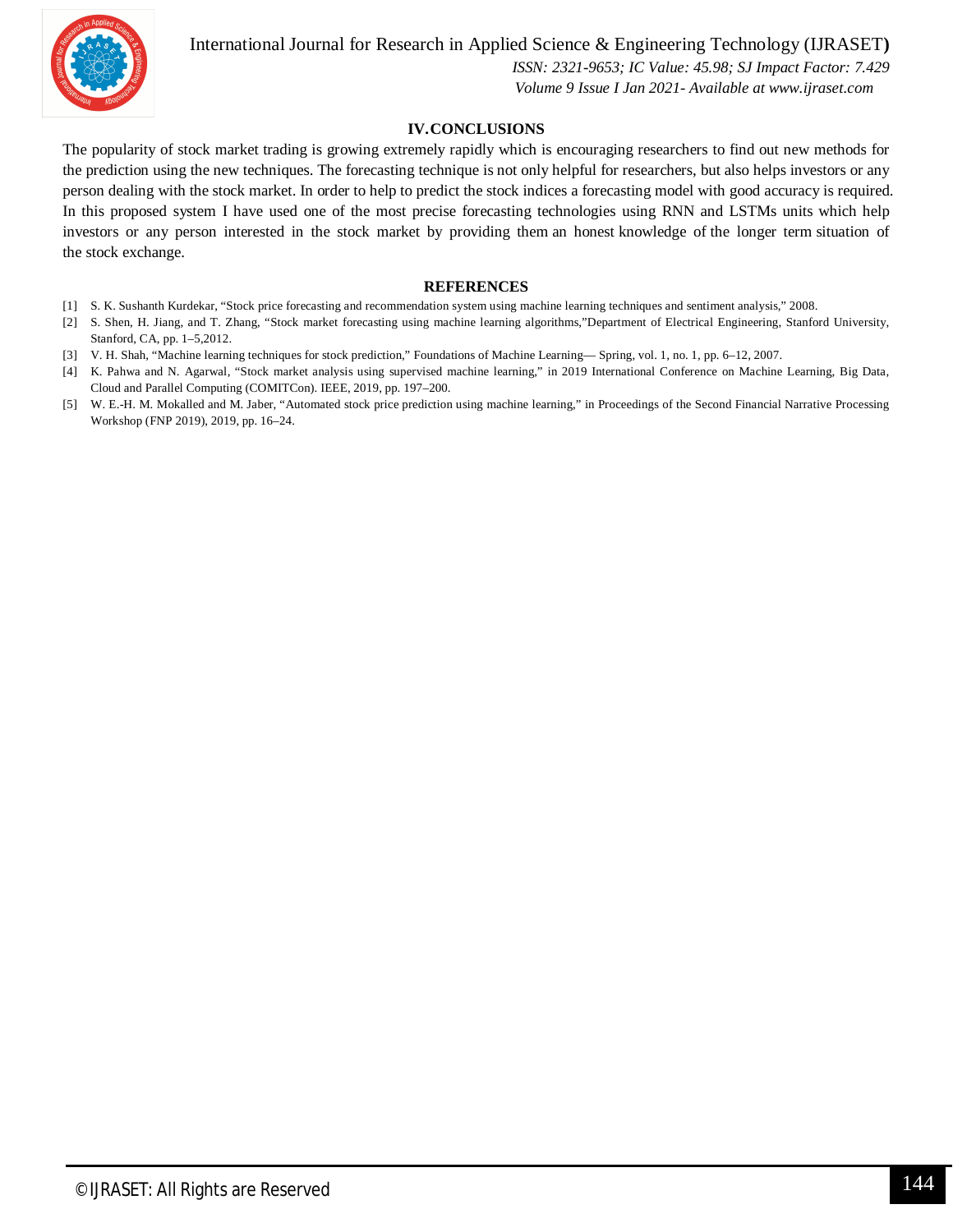## IV. CONCLUSIONS

The popularity of stock market trading is growing extremely rapidly which is encouraging researchers to find out new methods for the prediction using the new techniques. The forecasting technique is not only helpful for researchers, but also helps investors or any person dealing with the stock market. In order to help to predict the stock indices a forecasting model with good accuracy is required. In this proposed system I have used one of the most precise forecasting technologies using RNN and LSTMs units which help investors or any person interested in the stock market by providing them an honest knowledge of the longer term situation of the stock exchange.

## REFERENCES

[1] S. K. Sushanth Kurdekar, "Stock price forecasting and recommendation system using machine learning techniques and sentiment analysis," 2008.

[2] S. Shen, H. Jiang, and T. Zhang, "Stock market forecasting using machine learning algorithms,"Department of Electrical Engineering, Stanford University, Stanford, CA, pp. 1–5,2012.

[3] V. H. Shah, "Machine learning techniques for stock prediction," Foundations of Machine Learning— Spring, vol. 1, no. 1, pp. 6–12, 2007.

[4] K. Pahwa and N. Agarwal, "Stock market analysis using supervised machine learning," in 2019 International Conference on Machine Learning, Big Data, Cloud and Parallel Computing (COMITCon). IEEE, 2019, pp. 197–200.

[5] W. E.-H. M. Mokalled and M. Jaber, "Automated stock price prediction using machine learning," in Proceedings of the Second Financial Narrative Processing Workshop (FNP 2019), 2019, pp. 16–24.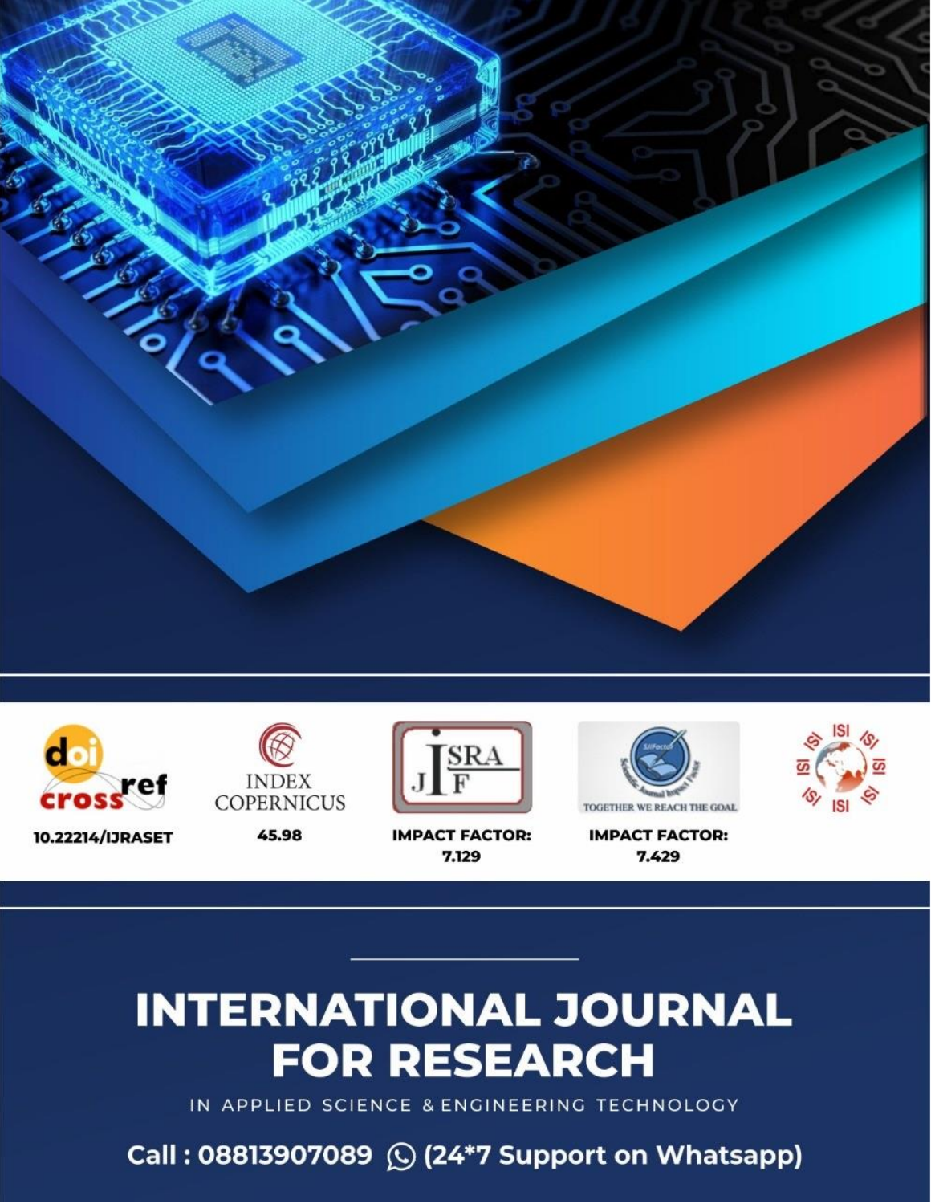10.22214/IJRASET

INDEX COPERNICUS

45.98

IMPACT FACTOR: 7.129

IMPACT FACTOR: 7.429

# INTERNATIONAL JOURNAL FOR RESEARCH

IN APPLIED SCIENCE & ENGINEERING TECHNOLOGY

Call : 08813907089 (24*7 Support on Whatsapp)